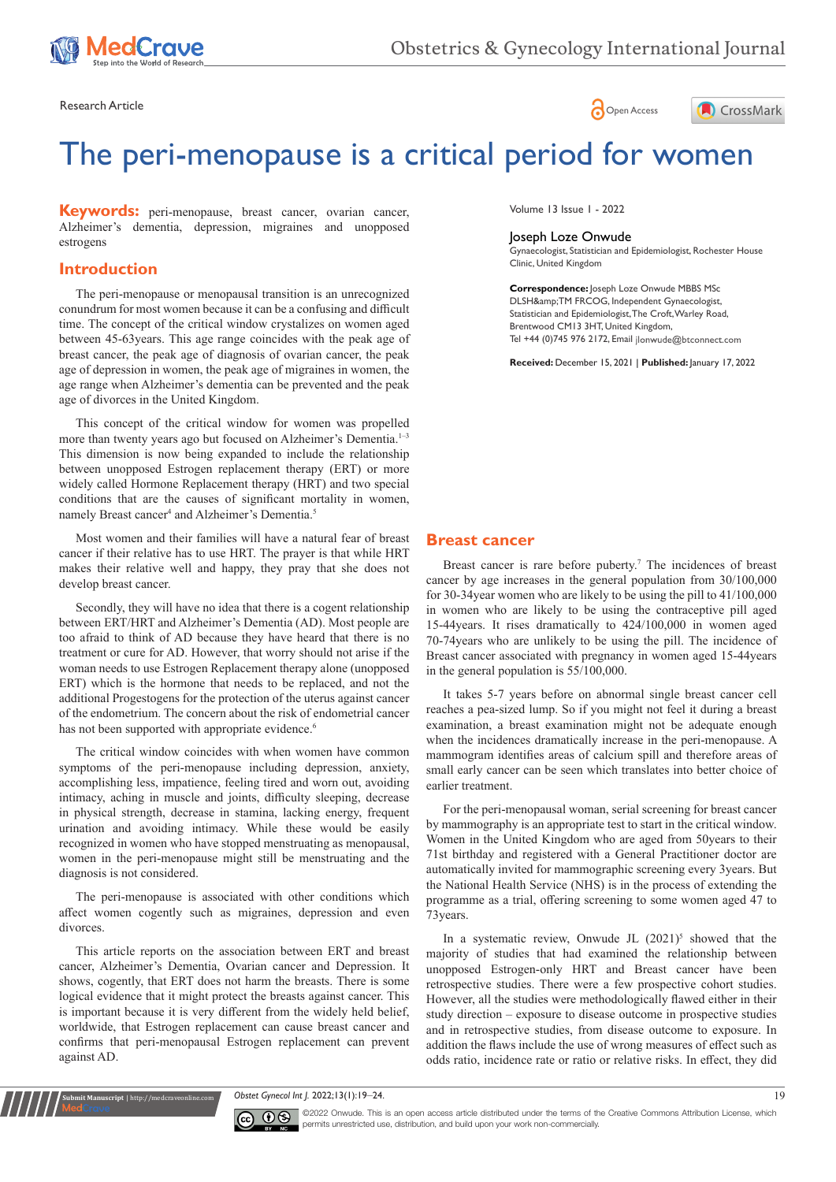Research Article

# The peri-menopause is a critical period for women

Volume 13 Issue 1 - 2022

**Joseph Loze Onwude**

Gynaecologist, Statistician and Epidemiologist, Rochester House Clinic, United Kingdom

**Correspondence:** Joseph Loze Onwude MBBS MSc DLSH&amp;TM FRCOG, Independent Gynaecologist, Statistician and Epidemiologist, The Croft, Warley Road, Brentwood CM13 3HT, United Kingdom, Tel +44 (0)745 976 2172, Email jlonwude@btconnect.com

**Received:** December 15, 2021 | **Published:** January 17, 2022

**Keywords:** peri-menopause, breast cancer, ovarian cancer, Alzheimer's dementia, depression, migraines and unopposed estrogens

## Introduction

The peri-menopause or menopausal transition is an unrecognized conundrum for most women because it can be a confusing and difficult time. The concept of the critical window crystalizes on women aged between 45-63years. This age range coincides with the peak age of breast cancer, the peak age of diagnosis of ovarian cancer, the peak age of depression in women, the peak age of migraines in women, the age range when Alzheimer's dementia can be prevented and the peak age of divorces in the United Kingdom.

This concept of the critical window for women was propelled more than twenty years ago but focused on Alzheimer's Dementia.[1–3] This dimension is now being expanded to include the relationship between unopposed Estrogen replacement therapy (ERT) or more widely called Hormone Replacement therapy (HRT) and two special conditions that are the causes of significant mortality in women, namely Breast cancer[4] and Alzheimer's Dementia.[5]

Most women and their families will have a natural fear of breast cancer if their relative has to use HRT. The prayer is that while HRT makes their relative well and happy, they pray that she does not develop breast cancer.

Secondly, they will have no idea that there is a cogent relationship between ERT/HRT and Alzheimer's Dementia (AD). Most people are too afraid to think of AD because they have heard that there is no treatment or cure for AD. However, that worry should not arise if the woman needs to use Estrogen Replacement therapy alone (unopposed ERT) which is the hormone that needs to be replaced, and not the additional Progestogens for the protection of the uterus against cancer of the endometrium. The concern about the risk of endometrial cancer has not been supported with appropriate evidence.[6]

The critical window coincides with when women have common symptoms of the peri-menopause including depression, anxiety, accomplishing less, impatience, feeling tired and worn out, avoiding intimacy, aching in muscle and joints, difficulty sleeping, decrease in physical strength, decrease in stamina, lacking energy, frequent urination and avoiding intimacy. While these would be easily recognized in women who have stopped menstruating as menopausal, women in the peri-menopause might still be menstruating and the diagnosis is not considered.

The peri-menopause is associated with other conditions which affect women cogently such as migraines, depression and even divorces.

This article reports on the association between ERT and breast cancer, Alzheimer's Dementia, Ovarian cancer and Depression. It shows, cogently, that ERT does not harm the breasts. There is some logical evidence that it might protect the breasts against cancer. This is important because it is very different from the widely held belief, worldwide, that Estrogen replacement can cause breast cancer and confirms that peri-menopausal Estrogen replacement can prevent against AD.

## Breast cancer

Breast cancer is rare before puberty.[7] The incidences of breast cancer by age increases in the general population from 30/100,000 for 30-34year women who are likely to be using the pill to 41/100,000 in women who are likely to be using the contraceptive pill aged 15-44years. It rises dramatically to 424/100,000 in women aged 70-74years who are unlikely to be using the pill. The incidence of Breast cancer associated with pregnancy in women aged 15-44years in the general population is 55/100,000.

It takes 5-7 years before on abnormal single breast cancer cell reaches a pea-sized lump. So if you might not feel it during a breast examination, a breast examination might not be adequate enough when the incidences dramatically increase in the peri-menopause. A mammogram identifies areas of calcium spill and therefore areas of small early cancer can be seen which translates into better choice of earlier treatment.

For the peri-menopausal woman, serial screening for breast cancer by mammography is an appropriate test to start in the critical window. Women in the United Kingdom who are aged from 50years to their 71st birthday and registered with a General Practitioner doctor are automatically invited for mammographic screening every 3years. But the National Health Service (NHS) is in the process of extending the programme as a trial, offering screening to some women aged 47 to 73years.

In a systematic review, Onwude JL (2021)[5] showed that the majority of studies that had examined the relationship between unopposed Estrogen-only HRT and Breast cancer have been retrospective studies. There were a few prospective cohort studies. However, all the studies were methodologically flawed either in their study direction – exposure to disease outcome in prospective studies and in retrospective studies, from disease outcome to exposure. In addition the flaws include the use of wrong measures of effect such as odds ratio, incidence rate or ratio or relative risks. In effect, they did

©2022 Onwude. This is an open access article distributed under the terms of the Creative Commons Attribution License, which permits unrestricted use, distribution, and build upon your work non-commercially.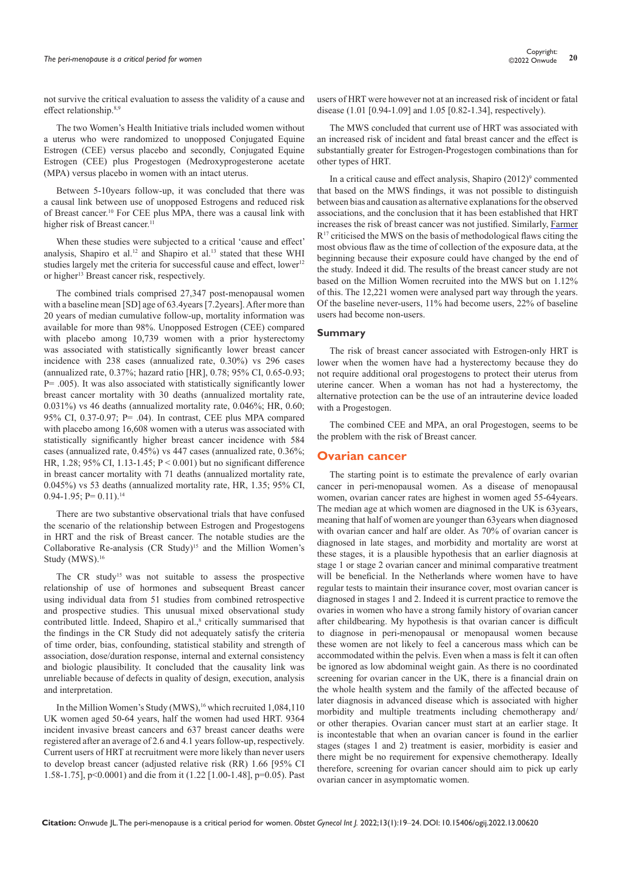not survive the critical evaluation to assess the validity of a cause and effect relationship.[8,9]

The two Women's Health Initiative trials included women without a uterus who were randomized to unopposed Conjugated Equine Estrogen (CEE) versus placebo and secondly, Conjugated Equine Estrogen (CEE) plus Progestogen (Medroxyprogesterone acetate (MPA) versus placebo in women with an intact uterus.

Between 5-10years follow-up, it was concluded that there was a causal link between use of unopposed Estrogens and reduced risk of Breast cancer.[10] For CEE plus MPA, there was a causal link with higher risk of Breast cancer.[11]

When these studies were subjected to a critical 'cause and effect' analysis, Shapiro et al.[12] and Shapiro et al.[13] stated that these WHI studies largely met the criteria for successful cause and effect, lower[12] or higher[13] Breast cancer risk, respectively.

The combined trials comprised 27,347 post-menopausal women with a baseline mean [SD] age of 63.4years [7.2years]. After more than 20 years of median cumulative follow-up, mortality information was available for more than 98%. Unopposed Estrogen (CEE) compared with placebo among 10,739 women with a prior hysterectomy was associated with statistically significantly lower breast cancer incidence with 238 cases (annualized rate, 0.30%) vs 296 cases (annualized rate, 0.37%; hazard ratio [HR], 0.78; 95% CI, 0.65-0.93; P= .005). It was also associated with statistically significantly lower breast cancer mortality with 30 deaths (annualized mortality rate, 0.031%) vs 46 deaths (annualized mortality rate, 0.046%; HR, 0.60; 95% CI, 0.37-0.97; P= .04). In contrast, CEE plus MPA compared with placebo among 16,608 women with a uterus was associated with statistically significantly higher breast cancer incidence with 584 cases (annualized rate, 0.45%) vs 447 cases (annualized rate, 0.36%; HR, 1.28; 95% CI, 1.13-1.45; P < 0.001) but no significant difference in breast cancer mortality with 71 deaths (annualized mortality rate, 0.045%) vs 53 deaths (annualized mortality rate, HR, 1.35; 95% CI, 0.94-1.95; P= 0.11).[14]

There are two substantive observational trials that have confused the scenario of the relationship between Estrogen and Progestogens in HRT and the risk of Breast cancer. The notable studies are the Collaborative Re-analysis (CR Study)[15] and the Million Women's Study (MWS).[16]

The CR study[15] was not suitable to assess the prospective relationship of use of hormones and subsequent Breast cancer using individual data from 51 studies from combined retrospective and prospective studies. This unusual mixed observational study contributed little. Indeed, Shapiro et al.,[8] critically summarised that the findings in the CR Study did not adequately satisfy the criteria of time order, bias, confounding, statistical stability and strength of association, dose/duration response, internal and external consistency and biologic plausibility. It concluded that the causality link was unreliable because of defects in quality of design, execution, analysis and interpretation.

In the Million Women's Study (MWS),[16] which recruited 1,084,110 UK women aged 50-64 years, half the women had used HRT. 9364 incident invasive breast cancers and 637 breast cancer deaths were registered after an average of 2.6 and 4.1 years follow-up, respectively. Current users of HRT at recruitment were more likely than never users to develop breast cancer (adjusted relative risk (RR) 1.66 [95% CI 1.58-1.75], p<0.0001) and die from it (1.22 [1.00-1.48], p=0.05). Past users of HRT were however not at an increased risk of incident or fatal disease (1.01 [0.94-1.09] and 1.05 [0.82-1.34], respectively).

The MWS concluded that current use of HRT was associated with an increased risk of incident and fatal breast cancer and the effect is substantially greater for Estrogen-Progestogen combinations than for other types of HRT.

In a critical cause and effect analysis, Shapiro (2012)[9] commented that based on the MWS findings, it was not possible to distinguish between bias and causation as alternative explanations for the observed associations, and the conclusion that it has been established that HRT increases the risk of breast cancer was not justified. Similarly, Farmer R[17] criticised the MWS on the basis of methodological flaws citing the most obvious flaw as the time of collection of the exposure data, at the beginning because their exposure could have changed by the end of the study. Indeed it did. The results of the breast cancer study are not based on the Million Women recruited into the MWS but on 1.12% of this. The 12,221 women were analysed part way through the years. Of the baseline never-users, 11% had become users, 22% of baseline users had become non-users.

### Summary

The risk of breast cancer associated with Estrogen-only HRT is lower when the women have had a hysterectomy because they do not require additional oral progestogens to protect their uterus from uterine cancer. When a woman has not had a hysterectomy, the alternative protection can be the use of an intrauterine device loaded with a Progestogen.

The combined CEE and MPA, an oral Progestogen, seems to be the problem with the risk of Breast cancer.

## Ovarian cancer

The starting point is to estimate the prevalence of early ovarian cancer in peri-menopausal women. As a disease of menopausal women, ovarian cancer rates are highest in women aged 55-64years. The median age at which women are diagnosed in the UK is 63years, meaning that half of women are younger than 63years when diagnosed with ovarian cancer and half are older. As 70% of ovarian cancer is diagnosed in late stages, and morbidity and mortality are worst at these stages, it is a plausible hypothesis that an earlier diagnosis at stage 1 or stage 2 ovarian cancer and minimal comparative treatment will be beneficial. In the Netherlands where women have to have regular tests to maintain their insurance cover, most ovarian cancer is diagnosed in stages 1 and 2. Indeed it is current practice to remove the ovaries in women who have a strong family history of ovarian cancer after childbearing. My hypothesis is that ovarian cancer is difficult to diagnose in peri-menopausal or menopausal women because these women are not likely to feel a cancerous mass which can be accommodated within the pelvis. Even when a mass is felt it can often be ignored as low abdominal weight gain. As there is no coordinated screening for ovarian cancer in the UK, there is a financial drain on the whole health system and the family of the affected because of later diagnosis in advanced disease which is associated with higher morbidity and multiple treatments including chemotherapy and/or other therapies. Ovarian cancer must start at an earlier stage. It is incontestable that when an ovarian cancer is found in the earlier stages (stages 1 and 2) treatment is easier, morbidity is easier and there might be no requirement for expensive chemotherapy. Ideally therefore, screening for ovarian cancer should aim to pick up early ovarian cancer in asymptomatic women.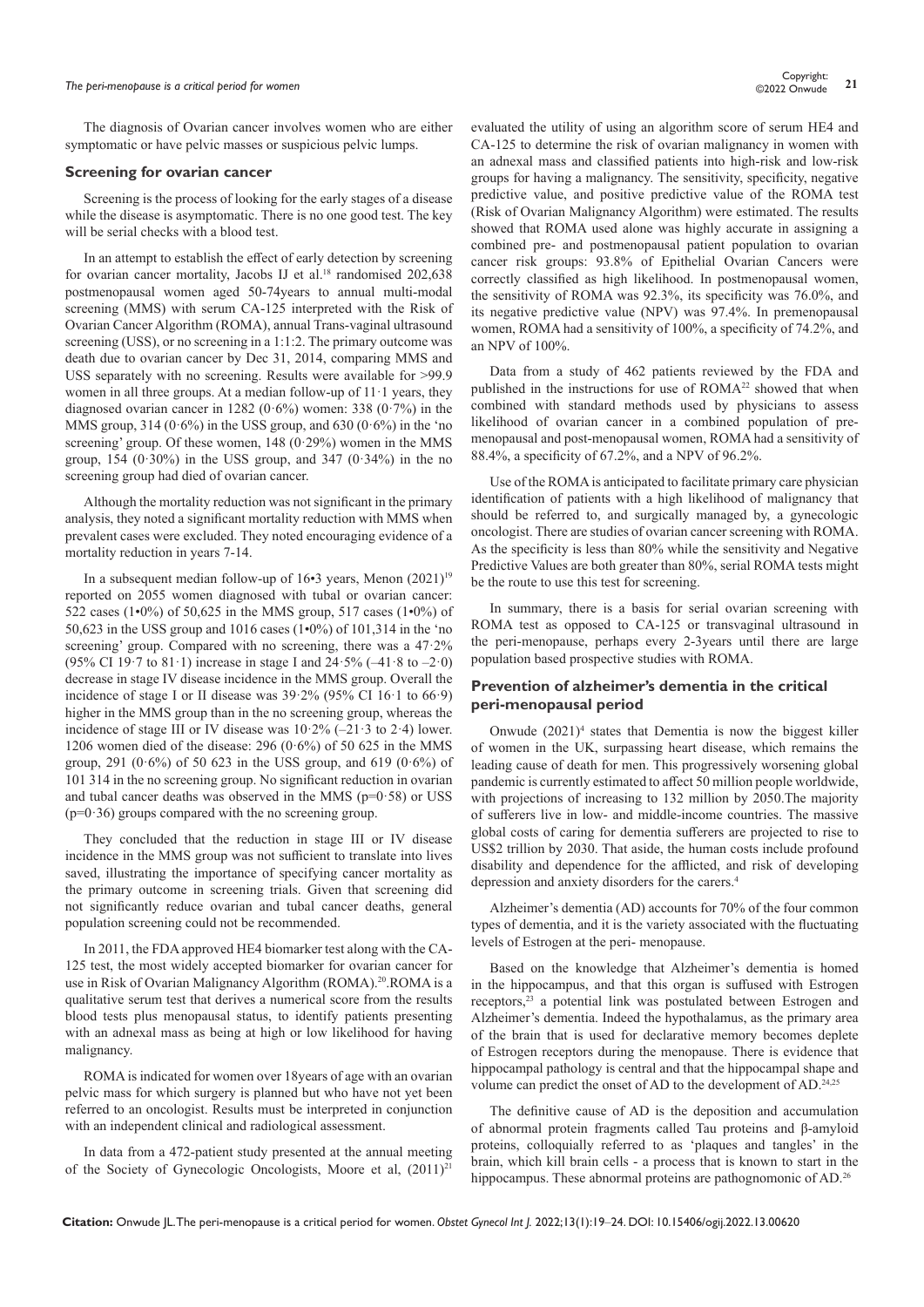The diagnosis of Ovarian cancer involves women who are either symptomatic or have pelvic masses or suspicious pelvic lumps.

### Screening for ovarian cancer

Screening is the process of looking for the early stages of a disease while the disease is asymptomatic. There is no one good test. The key will be serial checks with a blood test.

In an attempt to establish the effect of early detection by screening for ovarian cancer mortality, Jacobs IJ et al.[18] randomised 202,638 postmenopausal women aged 50-74years to annual multi-modal screening (MMS) with serum CA-125 interpreted with the Risk of Ovarian Cancer Algorithm (ROMA), annual Trans-vaginal ultrasound screening (USS), or no screening in a 1:1:2. The primary outcome was death due to ovarian cancer by Dec 31, 2014, comparing MMS and USS separately with no screening. Results were available for >99.9 women in all three groups. At a median follow-up of 11·1 years, they diagnosed ovarian cancer in 1282 (0·6%) women: 338 (0·7%) in the MMS group, 314 (0·6%) in the USS group, and 630 (0·6%) in the 'no screening' group. Of these women, 148 (0·29%) women in the MMS group, 154 (0·30%) in the USS group, and 347 (0·34%) in the no screening group had died of ovarian cancer.

Although the mortality reduction was not significant in the primary analysis, they noted a significant mortality reduction with MMS when prevalent cases were excluded. They noted encouraging evidence of a mortality reduction in years 7-14.

In a subsequent median follow-up of 16•3 years, Menon (2021)[19] reported on 2055 women diagnosed with tubal or ovarian cancer: 522 cases (1•0%) of 50,625 in the MMS group, 517 cases (1•0%) of 50,623 in the USS group and 1016 cases (1•0%) of 101,314 in the 'no screening' group. Compared with no screening, there was a 47·2% (95% CI 19·7 to 81·1) increase in stage I and 24·5% (–41·8 to –2·0) decrease in stage IV disease incidence in the MMS group. Overall the incidence of stage I or II disease was 39·2% (95% CI 16·1 to 66·9) higher in the MMS group than in the no screening group, whereas the incidence of stage III or IV disease was 10·2% (–21·3 to 2·4) lower. 1206 women died of the disease: 296 (0·6%) of 50 625 in the MMS group, 291 (0·6%) of 50 623 in the USS group, and 619 (0·6%) of 101 314 in the no screening group. No significant reduction in ovarian and tubal cancer deaths was observed in the MMS (p=0·58) or USS (p=0·36) groups compared with the no screening group.

They concluded that the reduction in stage III or IV disease incidence in the MMS group was not sufficient to translate into lives saved, illustrating the importance of specifying cancer mortality as the primary outcome in screening trials. Given that screening did not significantly reduce ovarian and tubal cancer deaths, general population screening could not be recommended.

In 2011, the FDA approved HE4 biomarker test along with the CA-125 test, the most widely accepted biomarker for ovarian cancer for use in Risk of Ovarian Malignancy Algorithm (ROMA).[20].ROMA is a qualitative serum test that derives a numerical score from the results blood tests plus menopausal status, to identify patients presenting with an adnexal mass as being at high or low likelihood for having malignancy.

ROMA is indicated for women over 18years of age with an ovarian pelvic mass for which surgery is planned but who have not yet been referred to an oncologist. Results must be interpreted in conjunction with an independent clinical and radiological assessment.

In data from a 472-patient study presented at the annual meeting of the Society of Gynecologic Oncologists, Moore et al, (2011)[21] evaluated the utility of using an algorithm score of serum HE4 and CA-125 to determine the risk of ovarian malignancy in women with an adnexal mass and classified patients into high-risk and low-risk groups for having a malignancy. The sensitivity, specificity, negative predictive value, and positive predictive value of the ROMA test (Risk of Ovarian Malignancy Algorithm) were estimated. The results showed that ROMA used alone was highly accurate in assigning a combined pre- and postmenopausal patient population to ovarian cancer risk groups: 93.8% of Epithelial Ovarian Cancers were correctly classified as high likelihood. In postmenopausal women, the sensitivity of ROMA was 92.3%, its specificity was 76.0%, and its negative predictive value (NPV) was 97.4%. In premenopausal women, ROMA had a sensitivity of 100%, a specificity of 74.2%, and an NPV of 100%.

Data from a study of 462 patients reviewed by the FDA and published in the instructions for use of ROMA[22] showed that when combined with standard methods used by physicians to assess likelihood of ovarian cancer in a combined population of pre-menopausal and post-menopausal women, ROMA had a sensitivity of 88.4%, a specificity of 67.2%, and a NPV of 96.2%.

Use of the ROMA is anticipated to facilitate primary care physician identification of patients with a high likelihood of malignancy that should be referred to, and surgically managed by, a gynecologic oncologist. There are studies of ovarian cancer screening with ROMA. As the specificity is less than 80% while the sensitivity and Negative Predictive Values are both greater than 80%, serial ROMA tests might be the route to use this test for screening.

In summary, there is a basis for serial ovarian screening with ROMA test as opposed to CA-125 or transvaginal ultrasound in the peri-menopause, perhaps every 2-3years until there are large population based prospective studies with ROMA.

### Prevention of alzheimer's dementia in the critical peri-menopausal period

Onwude (2021)[4] states that Dementia is now the biggest killer of women in the UK, surpassing heart disease, which remains the leading cause of death for men. This progressively worsening global pandemic is currently estimated to affect 50 million people worldwide, with projections of increasing to 132 million by 2050.The majority of sufferers live in low- and middle-income countries. The massive global costs of caring for dementia sufferers are projected to rise to US$2 trillion by 2030. That aside, the human costs include profound disability and dependence for the afflicted, and risk of developing depression and anxiety disorders for the carers.[4]

Alzheimer's dementia (AD) accounts for 70% of the four common types of dementia, and it is the variety associated with the fluctuating levels of Estrogen at the peri- menopause.

Based on the knowledge that Alzheimer's dementia is homed in the hippocampus, and that this organ is suffused with Estrogen receptors,[23] a potential link was postulated between Estrogen and Alzheimer's dementia. Indeed the hypothalamus, as the primary area of the brain that is used for declarative memory becomes deplete of Estrogen receptors during the menopause. There is evidence that hippocampal pathology is central and that the hippocampal shape and volume can predict the onset of AD to the development of AD.[24,25]

The definitive cause of AD is the deposition and accumulation of abnormal protein fragments called Tau proteins and β-amyloid proteins, colloquially referred to as 'plaques and tangles' in the brain, which kill brain cells - a process that is known to start in the hippocampus. These abnormal proteins are pathognomonic of AD.[26]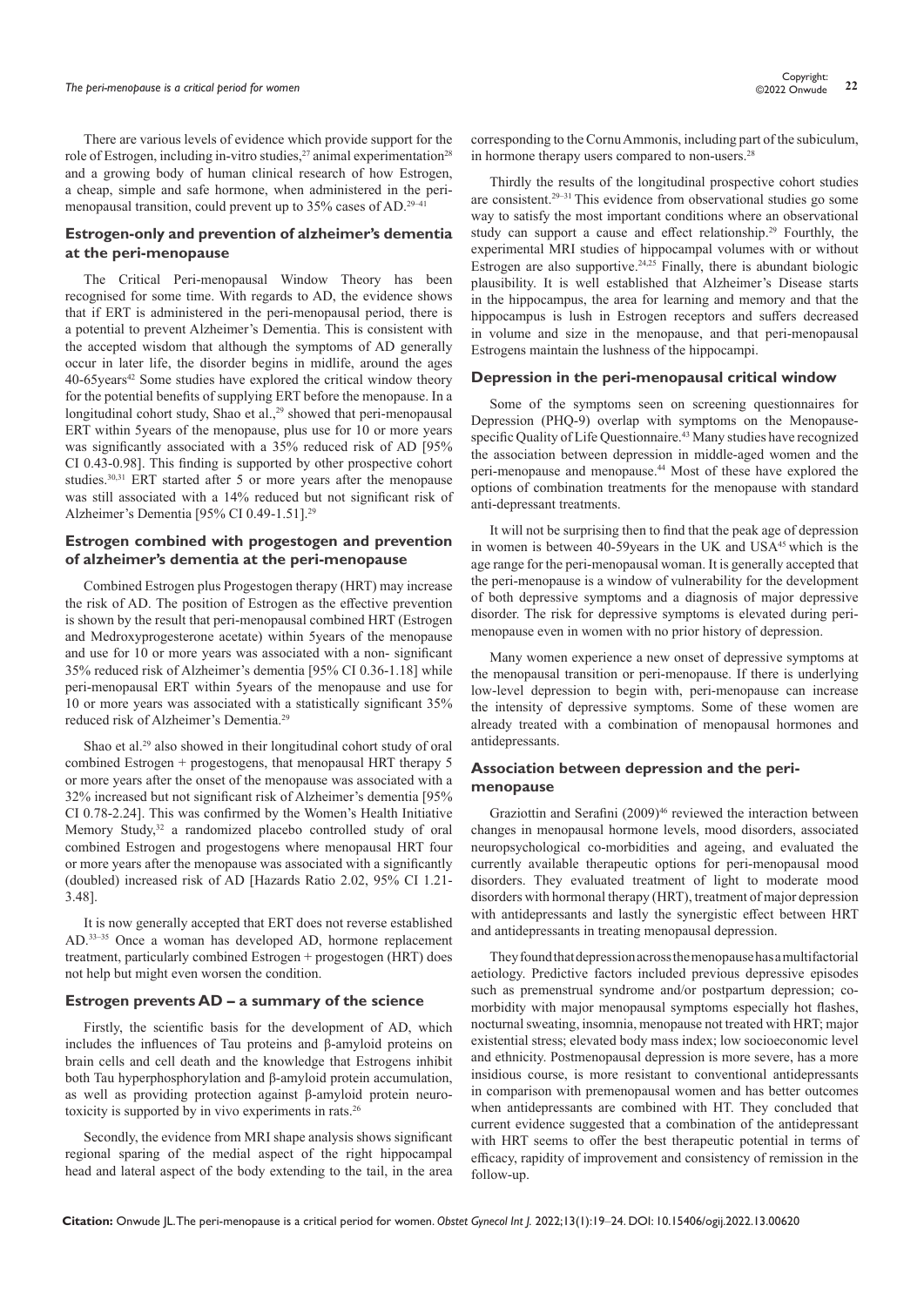There are various levels of evidence which provide support for the role of Estrogen, including in-vitro studies,[27] animal experimentation[28] and a growing body of human clinical research of how Estrogen, a cheap, simple and safe hormone, when administered in the peri-menopausal transition, could prevent up to 35% cases of AD.[29–41]

### Estrogen-only and prevention of alzheimer's dementia at the peri-menopause

The Critical Peri-menopausal Window Theory has been recognised for some time. With regards to AD, the evidence shows that if ERT is administered in the peri-menopausal period, there is a potential to prevent Alzheimer's Dementia. This is consistent with the accepted wisdom that although the symptoms of AD generally occur in later life, the disorder begins in midlife, around the ages 40-65years[42] Some studies have explored the critical window theory for the potential benefits of supplying ERT before the menopause. In a longitudinal cohort study, Shao et al.,[29] showed that peri-menopausal ERT within 5years of the menopause, plus use for 10 or more years was significantly associated with a 35% reduced risk of AD [95% CI 0.43-0.98]. This finding is supported by other prospective cohort studies.[30,31] ERT started after 5 or more years after the menopause was still associated with a 14% reduced but not significant risk of Alzheimer's Dementia [95% CI 0.49-1.51].[29]

### Estrogen combined with progestogen and prevention of alzheimer's dementia at the peri-menopause

Combined Estrogen plus Progestogen therapy (HRT) may increase the risk of AD. The position of Estrogen as the effective prevention is shown by the result that peri-menopausal combined HRT (Estrogen and Medroxyprogesterone acetate) within 5years of the menopause and use for 10 or more years was associated with a non- significant 35% reduced risk of Alzheimer's dementia [95% CI 0.36-1.18] while peri-menopausal ERT within 5years of the menopause and use for 10 or more years was associated with a statistically significant 35% reduced risk of Alzheimer's Dementia.[29]

Shao et al.[29] also showed in their longitudinal cohort study of oral combined Estrogen + progestogens, that menopausal HRT therapy 5 or more years after the onset of the menopause was associated with a 32% increased but not significant risk of Alzheimer's dementia [95% CI 0.78-2.24]. This was confirmed by the Women's Health Initiative Memory Study,[32] a randomized placebo controlled study of oral combined Estrogen and progestogens where menopausal HRT four or more years after the menopause was associated with a significantly (doubled) increased risk of AD [Hazards Ratio 2.02, 95% CI 1.21-3.48].

It is now generally accepted that ERT does not reverse established AD.[33–35] Once a woman has developed AD, hormone replacement treatment, particularly combined Estrogen + progestogen (HRT) does not help but might even worsen the condition.

### Estrogen prevents AD – a summary of the science

Firstly, the scientific basis for the development of AD, which includes the influences of Tau proteins and β-amyloid proteins on brain cells and cell death and the knowledge that Estrogens inhibit both Tau hyperphosphorylation and β-amyloid protein accumulation, as well as providing protection against β-amyloid protein neurotoxicity is supported by in vivo experiments in rats.[26]

Secondly, the evidence from MRI shape analysis shows significant regional sparing of the medial aspect of the right hippocampal head and lateral aspect of the body extending to the tail, in the area corresponding to the Cornu Ammonis, including part of the subiculum, in hormone therapy users compared to non-users.[28]

Thirdly the results of the longitudinal prospective cohort studies are consistent.[29–31] This evidence from observational studies go some way to satisfy the most important conditions where an observational study can support a cause and effect relationship.[29] Fourthly, the experimental MRI studies of hippocampal volumes with or without Estrogen are also supportive.[24,25] Finally, there is abundant biologic plausibility. It is well established that Alzheimer's Disease starts in the hippocampus, the area for learning and memory and that the hippocampus is lush in Estrogen receptors and suffers decreased in volume and size in the menopause, and that peri-menopausal Estrogens maintain the lushness of the hippocampi.

### Depression in the peri-menopausal critical window

Some of the symptoms seen on screening questionnaires for Depression (PHQ-9) overlap with symptoms on the Menopause-specific Quality of Life Questionnaire.[43] Many studies have recognized the association between depression in middle-aged women and the peri-menopause and menopause.[44] Most of these have explored the options of combination treatments for the menopause with standard anti-depressant treatments.

It will not be surprising then to find that the peak age of depression in women is between 40-59years in the UK and USA[45] which is the age range for the peri-menopausal woman. It is generally accepted that the peri-menopause is a window of vulnerability for the development of both depressive symptoms and a diagnosis of major depressive disorder. The risk for depressive symptoms is elevated during peri-menopause even in women with no prior history of depression.

Many women experience a new onset of depressive symptoms at the menopausal transition or peri-menopause. If there is underlying low-level depression to begin with, peri-menopause can increase the intensity of depressive symptoms. Some of these women are already treated with a combination of menopausal hormones and antidepressants.

### Association between depression and the peri-menopause

Graziottin and Serafini (2009)[46] reviewed the interaction between changes in menopausal hormone levels, mood disorders, associated neuropsychological co-morbidities and ageing, and evaluated the currently available therapeutic options for peri-menopausal mood disorders. They evaluated treatment of light to moderate mood disorders with hormonal therapy (HRT), treatment of major depression with antidepressants and lastly the synergistic effect between HRT and antidepressants in treating menopausal depression.

They found that depression across the menopause has a multifactorial aetiology. Predictive factors included previous depressive episodes such as premenstrual syndrome and/or postpartum depression; co-morbidity with major menopausal symptoms especially hot flashes, nocturnal sweating, insomnia, menopause not treated with HRT; major existential stress; elevated body mass index; low socioeconomic level and ethnicity. Postmenopausal depression is more severe, has a more insidious course, is more resistant to conventional antidepressants in comparison with premenopausal women and has better outcomes when antidepressants are combined with HT. They concluded that current evidence suggested that a combination of the antidepressant with HRT seems to offer the best therapeutic potential in terms of efficacy, rapidity of improvement and consistency of remission in the follow-up.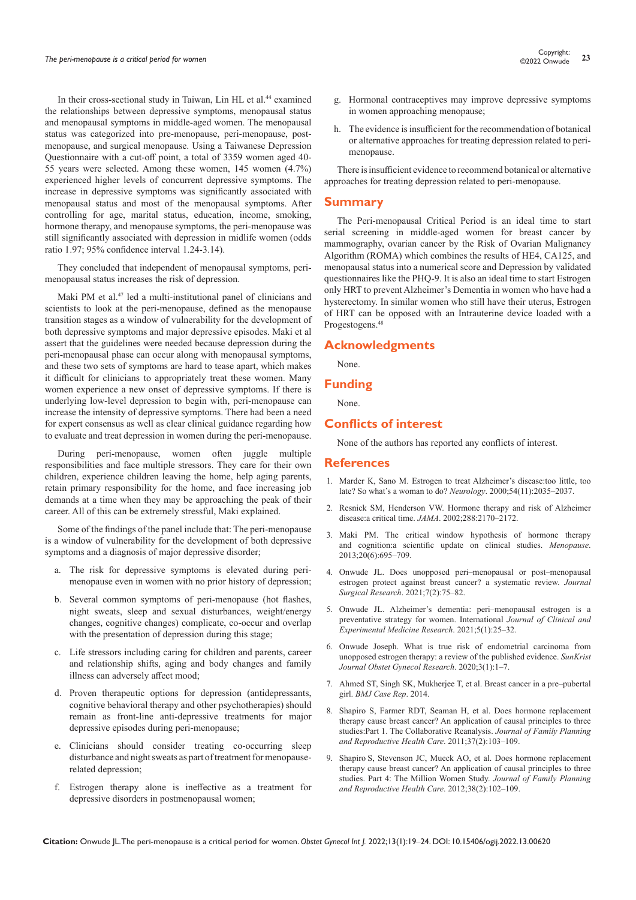In their cross-sectional study in Taiwan, Lin HL et al.[44] examined the relationships between depressive symptoms, menopausal status and menopausal symptoms in middle-aged women. The menopausal status was categorized into pre-menopause, peri-menopause, post-menopause, and surgical menopause. Using a Taiwanese Depression Questionnaire with a cut-off point, a total of 3359 women aged 40-55 years were selected. Among these women, 145 women (4.7%) experienced higher levels of concurrent depressive symptoms. The increase in depressive symptoms was significantly associated with menopausal status and most of the menopausal symptoms. After controlling for age, marital status, education, income, smoking, hormone therapy, and menopause symptoms, the peri-menopause was still significantly associated with depression in midlife women (odds ratio 1.97; 95% confidence interval 1.24-3.14).

They concluded that independent of menopausal symptoms, peri-menopausal status increases the risk of depression.

Maki PM et al.[47] led a multi-institutional panel of clinicians and scientists to look at the peri-menopause, defined as the menopause transition stages as a window of vulnerability for the development of both depressive symptoms and major depressive episodes. Maki et al assert that the guidelines were needed because depression during the peri-menopausal phase can occur along with menopausal symptoms, and these two sets of symptoms are hard to tease apart, which makes it difficult for clinicians to appropriately treat these women. Many women experience a new onset of depressive symptoms. If there is underlying low-level depression to begin with, peri-menopause can increase the intensity of depressive symptoms. There had been a need for expert consensus as well as clear clinical guidance regarding how to evaluate and treat depression in women during the peri-menopause.

During peri-menopause, women often juggle multiple responsibilities and face multiple stressors. They care for their own children, experience children leaving the home, help aging parents, retain primary responsibility for the home, and face increasing job demands at a time when they may be approaching the peak of their career. All of this can be extremely stressful, Maki explained.

Some of the findings of the panel include that: The peri-menopause is a window of vulnerability for the development of both depressive symptoms and a diagnosis of major depressive disorder;

a. The risk for depressive symptoms is elevated during peri-menopause even in women with no prior history of depression;

b. Several common symptoms of peri-menopause (hot flashes, night sweats, sleep and sexual disturbances, weight/energy changes, cognitive changes) complicate, co-occur and overlap with the presentation of depression during this stage;

c. Life stressors including caring for children and parents, career and relationship shifts, aging and body changes and family illness can adversely affect mood;

d. Proven therapeutic options for depression (antidepressants, cognitive behavioral therapy and other psychotherapies) should remain as front-line anti-depressive treatments for major depressive episodes during peri-menopause;

e. Clinicians should consider treating co-occurring sleep disturbance and night sweats as part of treatment for menopause-related depression;

f. Estrogen therapy alone is ineffective as a treatment for depressive disorders in postmenopausal women;

g. Hormonal contraceptives may improve depressive symptoms in women approaching menopause;

h. The evidence is insufficient for the recommendation of botanical or alternative approaches for treating depression related to peri-menopause.

There is insufficient evidence to recommend botanical or alternative approaches for treating depression related to peri-menopause.

## Summary

The Peri-menopausal Critical Period is an ideal time to start serial screening in middle-aged women for breast cancer by mammography, ovarian cancer by the Risk of Ovarian Malignancy Algorithm (ROMA) which combines the results of HE4, CA125, and menopausal status into a numerical score and Depression by validated questionnaires like the PHQ-9. It is also an ideal time to start Estrogen only HRT to prevent Alzheimer's Dementia in women who have had a hysterectomy. In similar women who still have their uterus, Estrogen of HRT can be opposed with an Intrauterine device loaded with a Progestogens.[48]

## Acknowledgments

None.

## Funding

None.

## Conflicts of interest

None of the authors has reported any conflicts of interest.

## References

1. Marder K, Sano M. Estrogen to treat Alzheimer's disease:too little, too late? So what's a woman to do? *Neurology*. 2000;54(11):2035–2037.
2. Resnick SM, Henderson VW. Hormone therapy and risk of Alzheimer disease:a critical time. *JAMA*. 2002;288:2170–2172.
3. Maki PM. The critical window hypothesis of hormone therapy and cognition:a scientific update on clinical studies. *Menopause*. 2013;20(6):695–709.
4. Onwude JL. Does unopposed peri–menopausal or post–menopausal estrogen protect against breast cancer? a systematic review. *Journal Surgical Research*. 2021;7(2):75–82.
5. Onwude JL. Alzheimer's dementia: peri–menopausal estrogen is a preventative strategy for women. International *Journal of Clinical and Experimental Medicine Research*. 2021;5(1):25–32.
6. Onwude Joseph. What is true risk of endometrial carcinoma from unopposed estrogen therapy: a review of the published evidence. *SunKrist Journal Obstet Gynecol Research*. 2020;3(1):1–7.
7. Ahmed ST, Singh SK, Mukherjee T, et al. Breast cancer in a pre–pubertal girl. *BMJ Case Rep*. 2014.
8. Shapiro S, Farmer RDT, Seaman H, et al. Does hormone replacement therapy cause breast cancer? An application of causal principles to three studies:Part 1. The Collaborative Reanalysis. *Journal of Family Planning and Reproductive Health Care*. 2011;37(2):103–109.
9. Shapiro S, Stevenson JC, Mueck AO, et al. Does hormone replacement therapy cause breast cancer? An application of causal principles to three studies. Part 4: The Million Women Study. *Journal of Family Planning and Reproductive Health Care*. 2012;38(2):102–109.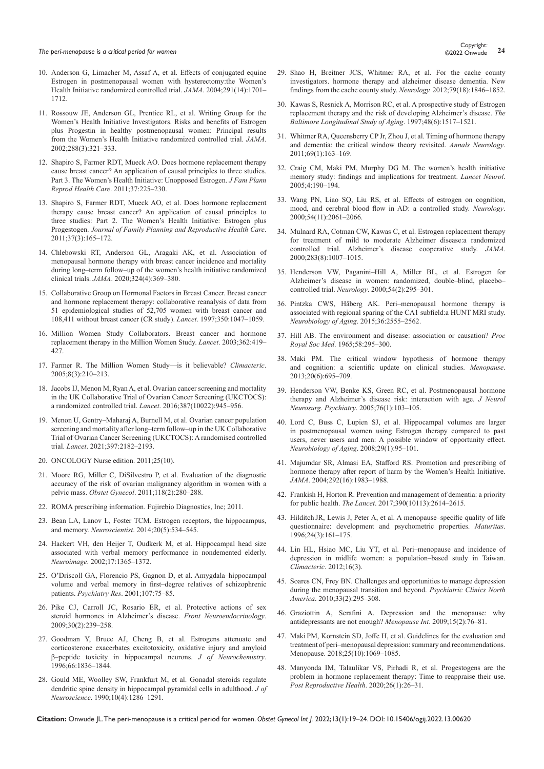10. Anderson G, Limacher M, Assaf A, et al. Effects of conjugated equine Estrogen in postmenopausal women with hysterectomy:the Women's Health Initiative randomized controlled trial. *JAMA*. 2004;291(14):1701–1712.

11. Rossouw JE, Anderson GL, Prentice RL, et al. Writing Group for the Women's Health Initiative Investigators. Risks and benefits of Estrogen plus Progestin in healthy postmenopausal women: Principal results from the Women's Health Initiative randomized controlled trial. *JAMA*. 2002;288(3):321–333.

12. Shapiro S, Farmer RDT, Mueck AO. Does hormone replacement therapy cause breast cancer? An application of causal principles to three studies. Part 3. The Women's Health Initiative: Unopposed Estrogen. *J Fam Plann Reprod Health Care*. 2011;37:225–230.

13. Shapiro S, Farmer RDT, Mueck AO, et al. Does hormone replacement therapy cause breast cancer? An application of causal principles to three studies: Part 2. The Women's Health Initiative: Estrogen plus Progestogen. *Journal of Family Planning and Reproductive Health Care*. 2011;37(3):165–172.

14. Chlebowski RT, Anderson GL, Aragaki AK, et al. Association of menopausal hormone therapy with breast cancer incidence and mortality during long–term follow–up of the women's health initiative randomized clinical trials. *JAMA*. 2020;324(4):369–380.

15. Collaborative Group on Hormonal Factors in Breast Cancer. Breast cancer and hormone replacement therapy: collaborative reanalysis of data from 51 epidemiological studies of 52,705 women with breast cancer and 108,411 without breast cancer (CR study). *Lancet*. 1997;350:1047–1059.

16. Million Women Study Collaborators. Breast cancer and hormone replacement therapy in the Million Women Study. *Lancet*. 2003;362:419–427.

17. Farmer R. The Million Women Study—is it believable? *Climacteric*. 2005;8(3):210–213.

18. Jacobs IJ, Menon M, Ryan A, et al. Ovarian cancer screening and mortality in the UK Collaborative Trial of Ovarian Cancer Screening (UKCTOCS): a randomized controlled trial. *Lancet*. 2016;387(10022):945–956.

19. Menon U, Gentry–Maharaj A, Burnell M, et al. Ovarian cancer population screening and mortality after long–term follow–up in the UK Collaborative Trial of Ovarian Cancer Screening (UKCTOCS): A randomised controlled trial. *Lancet*. 2021;397:2182–2193.

20. ONCOLOGY Nurse edition. 2011;25(10).

21. Moore RG, Miller C, DiSilvestro P, et al. Evaluation of the diagnostic accuracy of the risk of ovarian malignancy algorithm in women with a pelvic mass. *Obstet Gynecol*. 2011;118(2):280–288.

22. ROMA prescribing information. Fujirebio Diagnostics, Inc; 2011.

23. Bean LA, Lanov L, Foster TCM. Estrogen receptors, the hippocampus, and memory. *Neuroscientist*. 2014;20(5):534–545.

24. Hackert VH, den Heijer T, Oudkerk M, et al. Hippocampal head size associated with verbal memory performance in nondemented elderly. *Neuroimage*. 2002;17:1365–1372.

25. O'Driscoll GA, Florencio PS, Gagnon D, et al. Amygdala–hippocampal volume and verbal memory in first–degree relatives of schizophrenic patients. *Psychiatry Res*. 2001;107:75–85.

26. Pike CJ, Carroll JC, Rosario ER, et al. Protective actions of sex steroid hormones in Alzheimer's disease. *Front Neuroendocrinology*. 2009;30(2):239–258.

27. Goodman Y, Bruce AJ, Cheng B, et al. Estrogens attenuate and corticosterone exacerbates excitotoxicity, oxidative injury and amyloid β–peptide toxicity in hippocampal neurons. *J of Neurochemistry*. 1996;66:1836–1844.

28. Gould ME, Woolley SW, Frankfurt M, et al. Gonadal steroids regulate dendritic spine density in hippocampal pyramidal cells in adulthood. *J of Neuroscience*. 1990;10(4):1286–1291.

29. Shao H, Breitner JCS, Whitmer RA, et al. For the cache county investigators. hormone therapy and alzheimer disease dementia. New findings from the cache county study. *Neurology.* 2012;79(18):1846–1852.

30. Kawas S, Resnick A, Morrison RC, et al. A prospective study of Estrogen replacement therapy and the risk of developing Alzheimer's disease. *The Baltimore Longitudinal Study of Aging*. 1997;48(6):1517–1521.

31. Whitmer RA, Queensberry CP Jr, Zhou J, et al. Timing of hormone therapy and dementia: the critical window theory revisited. *Annals Neurology*. 2011;69(1):163–169.

32. Craig CM, Maki PM, Murphy DG M. The women's health initiative memory study: findings and implications for treatment. *Lancet Neurol*. 2005;4:190–194.

33. Wang PN, Liao SQ, Liu RS, et al. Effects of estrogen on cognition, mood, and cerebral blood flow in AD: a controlled study. *Neurology*. 2000;54(11):2061–2066.

34. Mulnard RA, Cotman CW, Kawas C, et al. Estrogen replacement therapy for treatment of mild to moderate Alzheimer disease:a randomized controlled trial. Alzheimer's disease cooperative study. *JAMA*. 2000;283(8):1007–1015.

35. Henderson VW, Paganini–Hill A, Miller BL, et al. Estrogen for Alzheimer's disease in women: randomized, double–blind, placebo–controlled trial. *Neurology*. 2000;54(2):295–301.

36. Pintzka CWS, Håberg AK. Peri–menopausal hormone therapy is associated with regional sparing of the CA1 subfield:a HUNT MRI study. *Neurobiology of Aging*. 2015;36:2555–2562.

37. Hill AB. The environment and disease: association or causation? *Proc Royal Soc Med*. 1965;58:295–300.

38. Maki PM. The critical window hypothesis of hormone therapy and cognition: a scientific update on clinical studies. *Menopause*. 2013;20(6):695–709.

39. Henderson VW, Benke KS, Green RC, et al. Postmenopausal hormone therapy and Alzheimer's disease risk: interaction with age. *J Neurol Neurosurg. Psychiatry*. 2005;76(1):103–105.

40. Lord C, Buss C, Lupien SJ, et al. Hippocampal volumes are larger in postmenopausal women using Estrogen therapy compared to past users, never users and men: A possible window of opportunity effect. *Neurobiology of Aging*. 2008;29(1):95–101.

41. Majumdar SR, Almasi EA, Stafford RS. Promotion and prescribing of hormone therapy after report of harm by the Women's Health Initiative. *JAMA*. 2004;292(16):1983–1988.

42. Frankish H, Horton R. Prevention and management of dementia: a priority for public health. *The Lancet*. 2017;390(10113):2614–2615.

43. Hilditch JR, Lewis J, Peter A, et al. A menopause–specific quality of life questionnaire: development and psychometric properties. *Maturitas*. 1996;24(3):161–175.

44. Lin HL, Hsiao MC, Liu YT, et al. Peri–menopause and incidence of depression in midlife women: a population–based study in Taiwan. *Climacteric*. 2012;16(3).

45. Soares CN, Frey BN. Challenges and opportunities to manage depression during the menopausal transition and beyond. *Psychiatric Clinics North America*. 2010;33(2):295–308.

46. Graziottin A, Serafini A. Depression and the menopause: why antidepressants are not enough? *Menopause Int*. 2009;15(2):76–81.

47. Maki PM, Kornstein SD, Joffe H, et al. Guidelines for the evaluation and treatment of peri–menopausal depression: summary and recommendations. Menopause. 2018;25(10):1069–1085.

48. Manyonda IM, Talaulikar VS, Pirhadi R, et al. Progestogens are the problem in hormone replacement therapy: Time to reappraise their use. *Post Reproductive Health*. 2020;26(1):26–31.